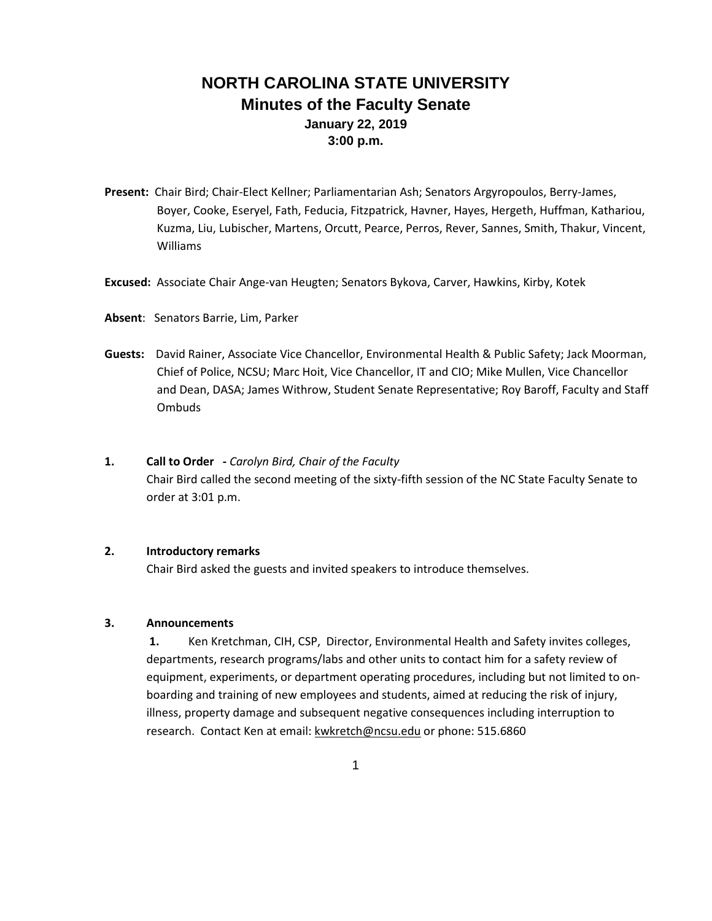# NORTH CAROLINA STATE UNIVERSITY
## Minutes of the Faculty Senate
### January 22, 2019
### 3:00 p.m.

**Present:** Chair Bird; Chair-Elect Kellner; Parliamentarian Ash; Senators Argyropoulos, Berry-James, Boyer, Cooke, Eseryel, Fath, Feducia, Fitzpatrick, Havner, Hayes, Hergeth, Huffman, Kathariou, Kuzma, Liu, Lubischer, Martens, Orcutt, Pearce, Perros, Rever, Sannes, Smith, Thakur, Vincent, Williams

**Excused:** Associate Chair Ange-van Heugten; Senators Bykova, Carver, Hawkins, Kirby, Kotek

**Absent**: Senators Barrie, Lim, Parker

**Guests:** David Rainer, Associate Vice Chancellor, Environmental Health & Public Safety; Jack Moorman, Chief of Police, NCSU; Marc Hoit, Vice Chancellor, IT and CIO; Mike Mullen, Vice Chancellor and Dean, DASA; James Withrow, Student Senate Representative; Roy Baroff, Faculty and Staff Ombuds

**1. Call to Order** - *Carolyn Bird, Chair of the Faculty*

Chair Bird called the second meeting of the sixty-fifth session of the NC State Faculty Senate to order at 3:01 p.m.

**2. Introductory remarks**

Chair Bird asked the guests and invited speakers to introduce themselves.

**3. Announcements**

**1.** Ken Kretchman, CIH, CSP, Director, Environmental Health and Safety invites colleges, departments, research programs/labs and other units to contact him for a safety review of equipment, experiments, or department operating procedures, including but not limited to on-boarding and training of new employees and students, aimed at reducing the risk of injury, illness, property damage and subsequent negative consequences including interruption to research. Contact Ken at email: kwkretch@ncsu.edu or phone: 515.6860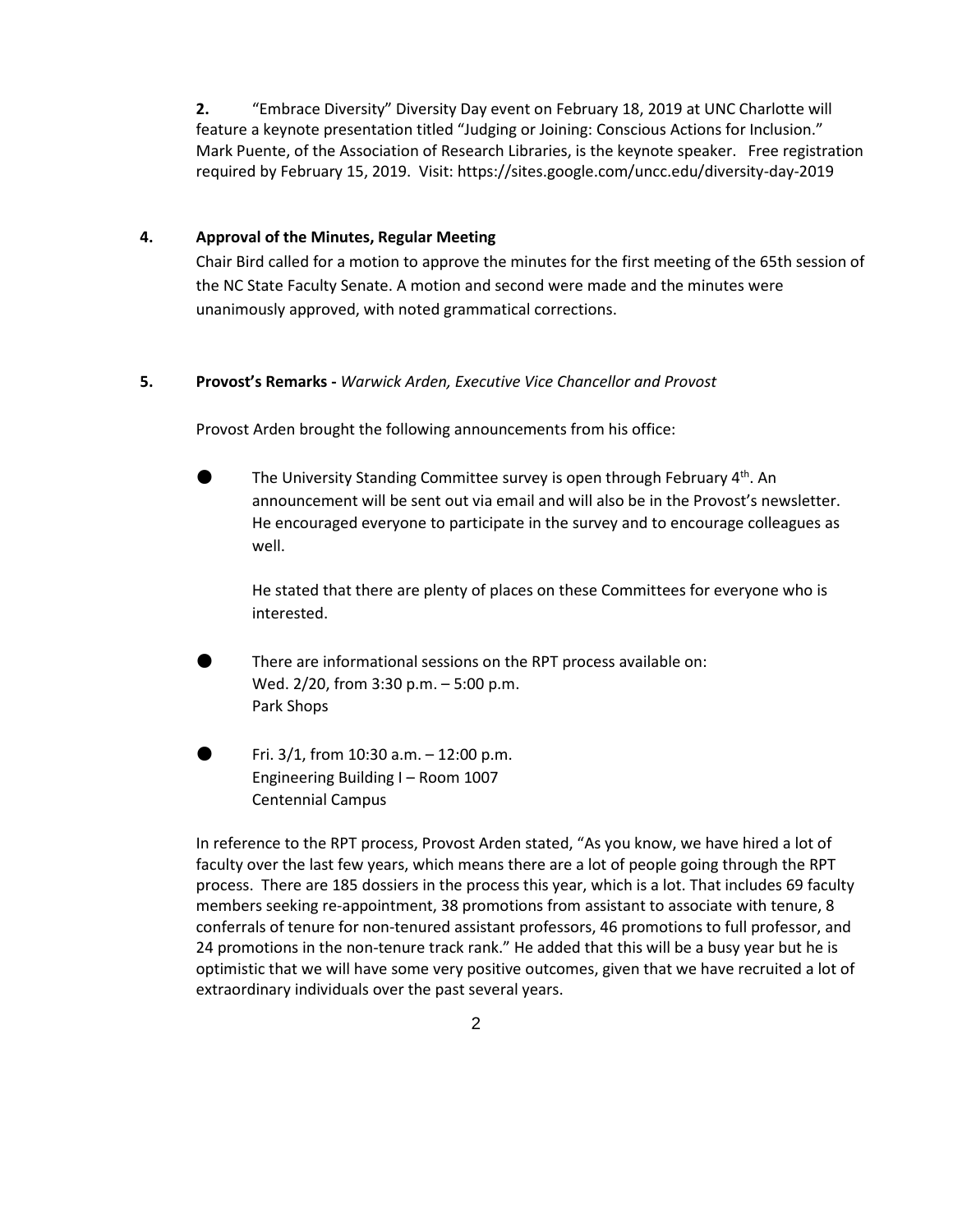**2.** "Embrace Diversity" Diversity Day event on February 18, 2019 at UNC Charlotte will feature a keynote presentation titled "Judging or Joining: Conscious Actions for Inclusion." Mark Puente, of the Association of Research Libraries, is the keynote speaker. Free registration required by February 15, 2019. Visit: https://sites.google.com/uncc.edu/diversity-day-2019

**4. Approval of the Minutes, Regular Meeting**

Chair Bird called for a motion to approve the minutes for the first meeting of the 65th session of the NC State Faculty Senate. A motion and second were made and the minutes were unanimously approved, with noted grammatical corrections.

**5. Provost's Remarks -** *Warwick Arden, Executive Vice Chancellor and Provost*

Provost Arden brought the following announcements from his office:

- The University Standing Committee survey is open through February 4th. An announcement will be sent out via email and will also be in the Provost's newsletter. He encouraged everyone to participate in the survey and to encourage colleagues as well.

  He stated that there are plenty of places on these Committees for everyone who is interested.

- There are informational sessions on the RPT process available on:
  Wed. 2/20, from 3:30 p.m. – 5:00 p.m.
  Park Shops

- Fri. 3/1, from 10:30 a.m. – 12:00 p.m.
  Engineering Building I – Room 1007
  Centennial Campus

In reference to the RPT process, Provost Arden stated, "As you know, we have hired a lot of faculty over the last few years, which means there are a lot of people going through the RPT process. There are 185 dossiers in the process this year, which is a lot. That includes 69 faculty members seeking re-appointment, 38 promotions from assistant to associate with tenure, 8 conferrals of tenure for non-tenured assistant professors, 46 promotions to full professor, and 24 promotions in the non-tenure track rank." He added that this will be a busy year but he is optimistic that we will have some very positive outcomes, given that we have recruited a lot of extraordinary individuals over the past several years.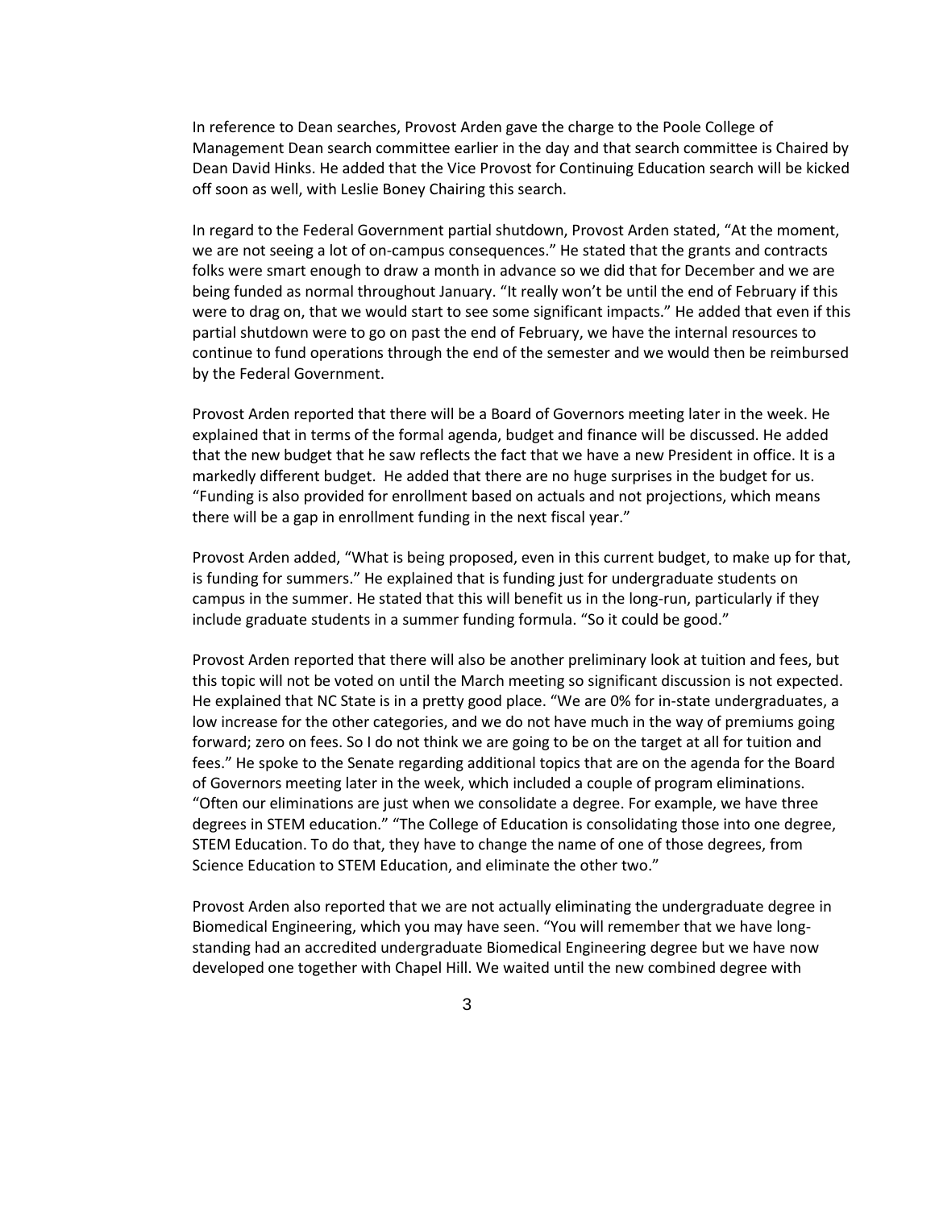In reference to Dean searches, Provost Arden gave the charge to the Poole College of Management Dean search committee earlier in the day and that search committee is Chaired by Dean David Hinks. He added that the Vice Provost for Continuing Education search will be kicked off soon as well, with Leslie Boney Chairing this search.

In regard to the Federal Government partial shutdown, Provost Arden stated, "At the moment, we are not seeing a lot of on-campus consequences." He stated that the grants and contracts folks were smart enough to draw a month in advance so we did that for December and we are being funded as normal throughout January. "It really won't be until the end of February if this were to drag on, that we would start to see some significant impacts." He added that even if this partial shutdown were to go on past the end of February, we have the internal resources to continue to fund operations through the end of the semester and we would then be reimbursed by the Federal Government.

Provost Arden reported that there will be a Board of Governors meeting later in the week. He explained that in terms of the formal agenda, budget and finance will be discussed. He added that the new budget that he saw reflects the fact that we have a new President in office. It is a markedly different budget. He added that there are no huge surprises in the budget for us. "Funding is also provided for enrollment based on actuals and not projections, which means there will be a gap in enrollment funding in the next fiscal year."

Provost Arden added, "What is being proposed, even in this current budget, to make up for that, is funding for summers." He explained that is funding just for undergraduate students on campus in the summer. He stated that this will benefit us in the long-run, particularly if they include graduate students in a summer funding formula. "So it could be good."

Provost Arden reported that there will also be another preliminary look at tuition and fees, but this topic will not be voted on until the March meeting so significant discussion is not expected. He explained that NC State is in a pretty good place. "We are 0% for in-state undergraduates, a low increase for the other categories, and we do not have much in the way of premiums going forward; zero on fees. So I do not think we are going to be on the target at all for tuition and fees." He spoke to the Senate regarding additional topics that are on the agenda for the Board of Governors meeting later in the week, which included a couple of program eliminations. "Often our eliminations are just when we consolidate a degree. For example, we have three degrees in STEM education." "The College of Education is consolidating those into one degree, STEM Education. To do that, they have to change the name of one of those degrees, from Science Education to STEM Education, and eliminate the other two."

Provost Arden also reported that we are not actually eliminating the undergraduate degree in Biomedical Engineering, which you may have seen. "You will remember that we have long-standing had an accredited undergraduate Biomedical Engineering degree but we have now developed one together with Chapel Hill. We waited until the new combined degree with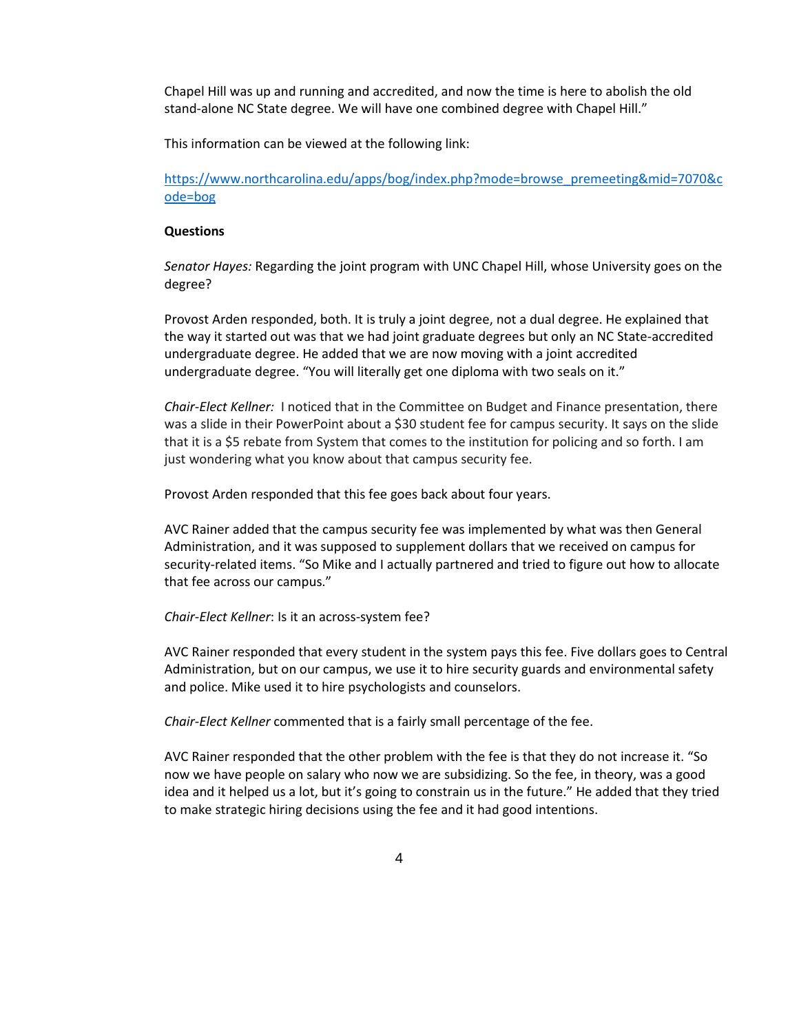Chapel Hill was up and running and accredited, and now the time is here to abolish the old stand-alone NC State degree. We will have one combined degree with Chapel Hill."

This information can be viewed at the following link:

[https://www.northcarolina.edu/apps/bog/index.php?mode=browse_premeeting&mid=7070&code=bog](https://www.northcarolina.edu/apps/bog/index.php?mode=browse_premeeting&mid=7070&code=bog)

**Questions**

*Senator Hayes:* Regarding the joint program with UNC Chapel Hill, whose University goes on the degree?

Provost Arden responded, both. It is truly a joint degree, not a dual degree. He explained that the way it started out was that we had joint graduate degrees but only an NC State-accredited undergraduate degree. He added that we are now moving with a joint accredited undergraduate degree. "You will literally get one diploma with two seals on it."

*Chair-Elect Kellner:* I noticed that in the Committee on Budget and Finance presentation, there was a slide in their PowerPoint about a $30 student fee for campus security. It says on the slide that it is a $5 rebate from System that comes to the institution for policing and so forth. I am just wondering what you know about that campus security fee.

Provost Arden responded that this fee goes back about four years.

AVC Rainer added that the campus security fee was implemented by what was then General Administration, and it was supposed to supplement dollars that we received on campus for security-related items. "So Mike and I actually partnered and tried to figure out how to allocate that fee across our campus."

*Chair-Elect Kellner*: Is it an across-system fee?

AVC Rainer responded that every student in the system pays this fee. Five dollars goes to Central Administration, but on our campus, we use it to hire security guards and environmental safety and police. Mike used it to hire psychologists and counselors.

*Chair-Elect Kellner* commented that is a fairly small percentage of the fee.

AVC Rainer responded that the other problem with the fee is that they do not increase it. "So now we have people on salary who now we are subsidizing. So the fee, in theory, was a good idea and it helped us a lot, but it's going to constrain us in the future." He added that they tried to make strategic hiring decisions using the fee and it had good intentions.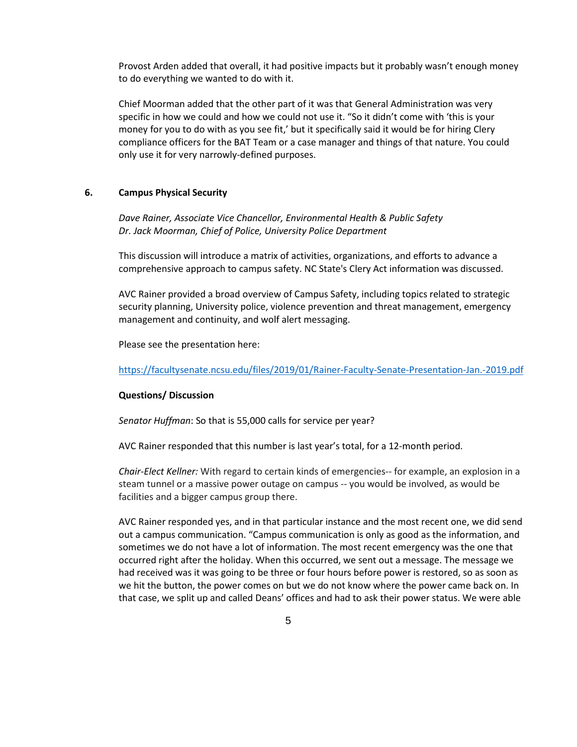Provost Arden added that overall, it had positive impacts but it probably wasn't enough money to do everything we wanted to do with it.

Chief Moorman added that the other part of it was that General Administration was very specific in how we could and how we could not use it. "So it didn't come with 'this is your money for you to do with as you see fit,' but it specifically said it would be for hiring Clery compliance officers for the BAT Team or a case manager and things of that nature. You could only use it for very narrowly-defined purposes.

## 6. Campus Physical Security

*Dave Rainer, Associate Vice Chancellor, Environmental Health & Public Safety*
*Dr. Jack Moorman, Chief of Police, University Police Department*

This discussion will introduce a matrix of activities, organizations, and efforts to advance a comprehensive approach to campus safety. NC State's Clery Act information was discussed.

AVC Rainer provided a broad overview of Campus Safety, including topics related to strategic security planning, University police, violence prevention and threat management, emergency management and continuity, and wolf alert messaging.

Please see the presentation here:

https://facultysenate.ncsu.edu/files/2019/01/Rainer-Faculty-Senate-Presentation-Jan.-2019.pdf

**Questions/ Discussion**

*Senator Huffman*: So that is 55,000 calls for service per year?

AVC Rainer responded that this number is last year's total, for a 12-month period.

*Chair-Elect Kellner:* With regard to certain kinds of emergencies-- for example, an explosion in a steam tunnel or a massive power outage on campus -- you would be involved, as would be facilities and a bigger campus group there.

AVC Rainer responded yes, and in that particular instance and the most recent one, we did send out a campus communication. "Campus communication is only as good as the information, and sometimes we do not have a lot of information. The most recent emergency was the one that occurred right after the holiday. When this occurred, we sent out a message. The message we had received was it was going to be three or four hours before power is restored, so as soon as we hit the button, the power comes on but we do not know where the power came back on. In that case, we split up and called Deans' offices and had to ask their power status. We were able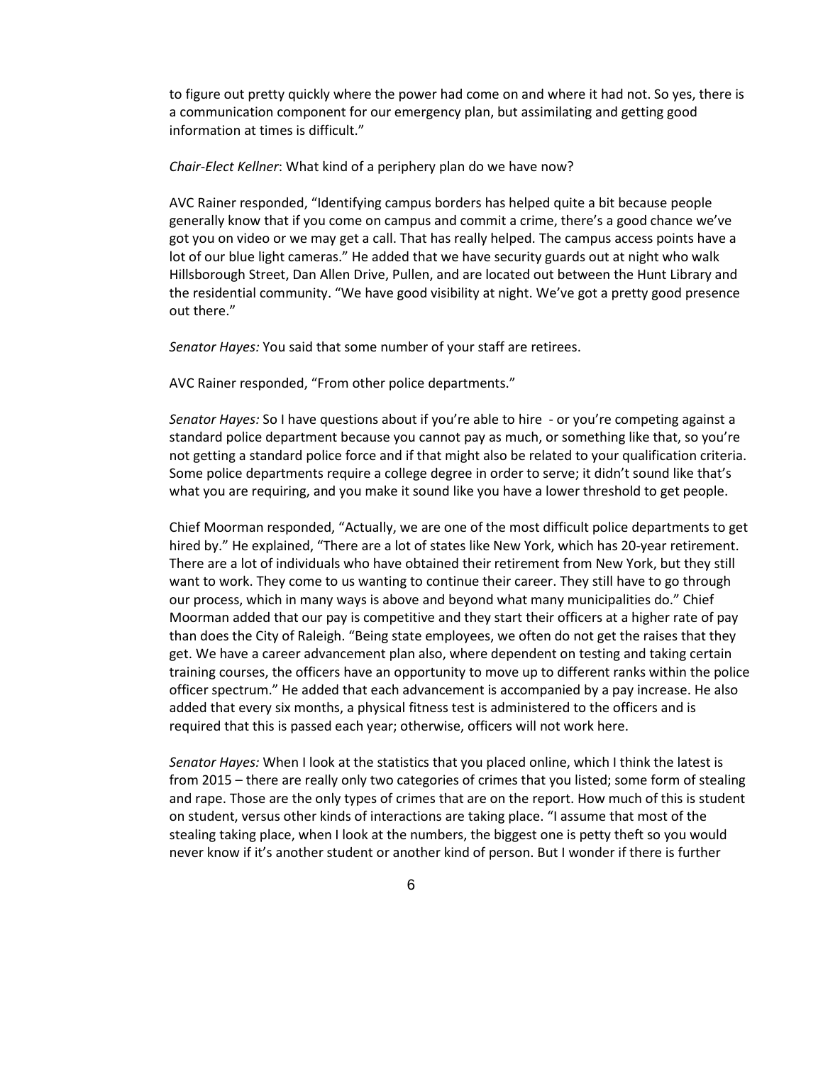to figure out pretty quickly where the power had come on and where it had not. So yes, there is a communication component for our emergency plan, but assimilating and getting good information at times is difficult."

*Chair-Elect Kellner*: What kind of a periphery plan do we have now?

AVC Rainer responded, "Identifying campus borders has helped quite a bit because people generally know that if you come on campus and commit a crime, there's a good chance we've got you on video or we may get a call. That has really helped. The campus access points have a lot of our blue light cameras." He added that we have security guards out at night who walk Hillsborough Street, Dan Allen Drive, Pullen, and are located out between the Hunt Library and the residential community. "We have good visibility at night. We've got a pretty good presence out there."

*Senator Hayes:* You said that some number of your staff are retirees.

AVC Rainer responded, "From other police departments."

*Senator Hayes:* So I have questions about if you're able to hire - or you're competing against a standard police department because you cannot pay as much, or something like that, so you're not getting a standard police force and if that might also be related to your qualification criteria. Some police departments require a college degree in order to serve; it didn't sound like that's what you are requiring, and you make it sound like you have a lower threshold to get people.

Chief Moorman responded, "Actually, we are one of the most difficult police departments to get hired by." He explained, "There are a lot of states like New York, which has 20-year retirement. There are a lot of individuals who have obtained their retirement from New York, but they still want to work. They come to us wanting to continue their career. They still have to go through our process, which in many ways is above and beyond what many municipalities do." Chief Moorman added that our pay is competitive and they start their officers at a higher rate of pay than does the City of Raleigh. "Being state employees, we often do not get the raises that they get. We have a career advancement plan also, where dependent on testing and taking certain training courses, the officers have an opportunity to move up to different ranks within the police officer spectrum." He added that each advancement is accompanied by a pay increase. He also added that every six months, a physical fitness test is administered to the officers and is required that this is passed each year; otherwise, officers will not work here.

*Senator Hayes:* When I look at the statistics that you placed online, which I think the latest is from 2015 – there are really only two categories of crimes that you listed; some form of stealing and rape. Those are the only types of crimes that are on the report. How much of this is student on student, versus other kinds of interactions are taking place. "I assume that most of the stealing taking place, when I look at the numbers, the biggest one is petty theft so you would never know if it's another student or another kind of person. But I wonder if there is further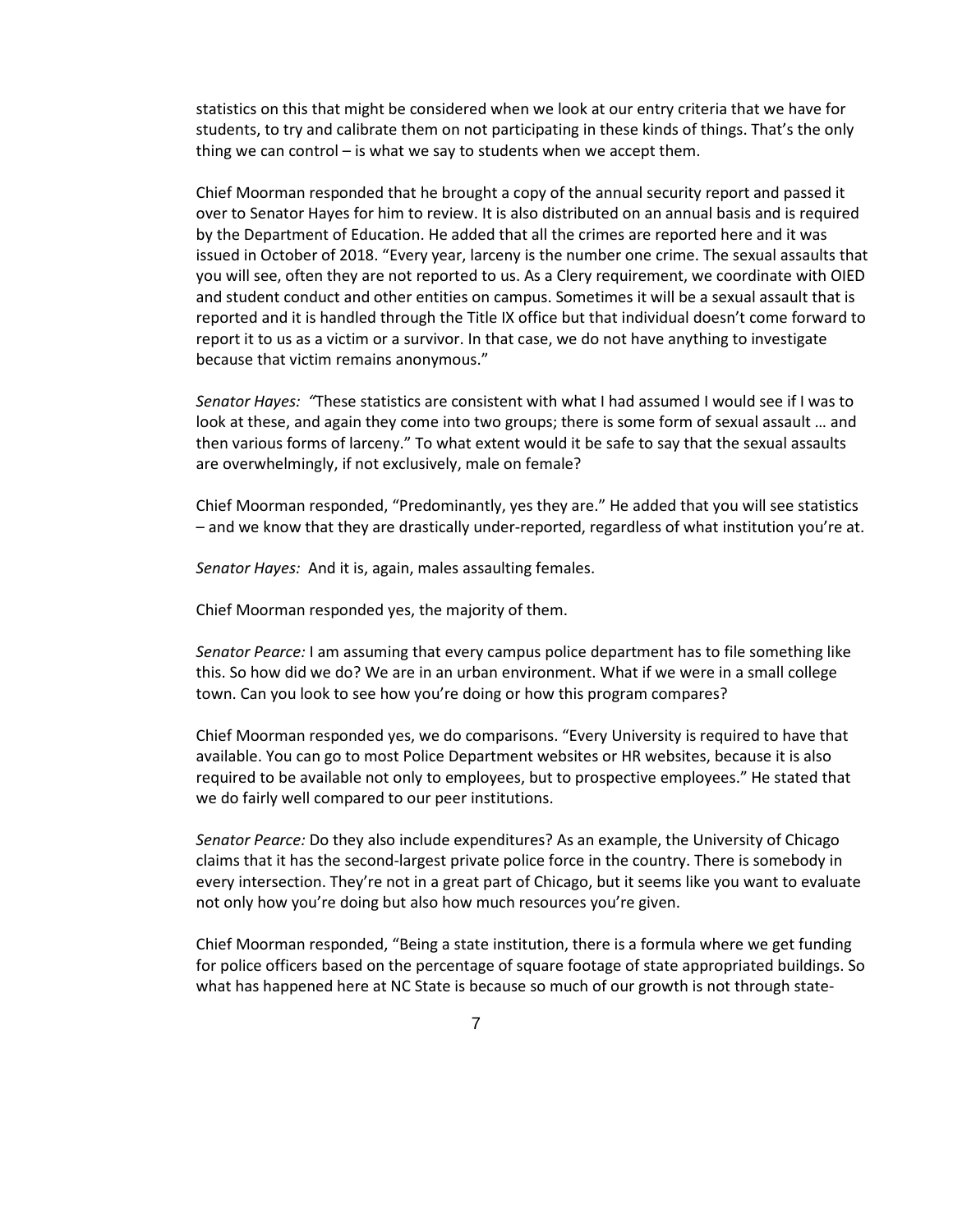statistics on this that might be considered when we look at our entry criteria that we have for students, to try and calibrate them on not participating in these kinds of things. That's the only thing we can control – is what we say to students when we accept them.

Chief Moorman responded that he brought a copy of the annual security report and passed it over to Senator Hayes for him to review. It is also distributed on an annual basis and is required by the Department of Education. He added that all the crimes are reported here and it was issued in October of 2018. "Every year, larceny is the number one crime. The sexual assaults that you will see, often they are not reported to us. As a Clery requirement, we coordinate with OIED and student conduct and other entities on campus. Sometimes it will be a sexual assault that is reported and it is handled through the Title IX office but that individual doesn't come forward to report it to us as a victim or a survivor. In that case, we do not have anything to investigate because that victim remains anonymous."

*Senator Hayes: "*These statistics are consistent with what I had assumed I would see if I was to look at these, and again they come into two groups; there is some form of sexual assault … and then various forms of larceny." To what extent would it be safe to say that the sexual assaults are overwhelmingly, if not exclusively, male on female?

Chief Moorman responded, "Predominantly, yes they are." He added that you will see statistics – and we know that they are drastically under-reported, regardless of what institution you're at.

*Senator Hayes:* And it is, again, males assaulting females.

Chief Moorman responded yes, the majority of them.

*Senator Pearce:* I am assuming that every campus police department has to file something like this. So how did we do? We are in an urban environment. What if we were in a small college town. Can you look to see how you're doing or how this program compares?

Chief Moorman responded yes, we do comparisons. "Every University is required to have that available. You can go to most Police Department websites or HR websites, because it is also required to be available not only to employees, but to prospective employees." He stated that we do fairly well compared to our peer institutions.

*Senator Pearce:* Do they also include expenditures? As an example, the University of Chicago claims that it has the second-largest private police force in the country. There is somebody in every intersection. They're not in a great part of Chicago, but it seems like you want to evaluate not only how you're doing but also how much resources you're given.

Chief Moorman responded, "Being a state institution, there is a formula where we get funding for police officers based on the percentage of square footage of state appropriated buildings. So what has happened here at NC State is because so much of our growth is not through state-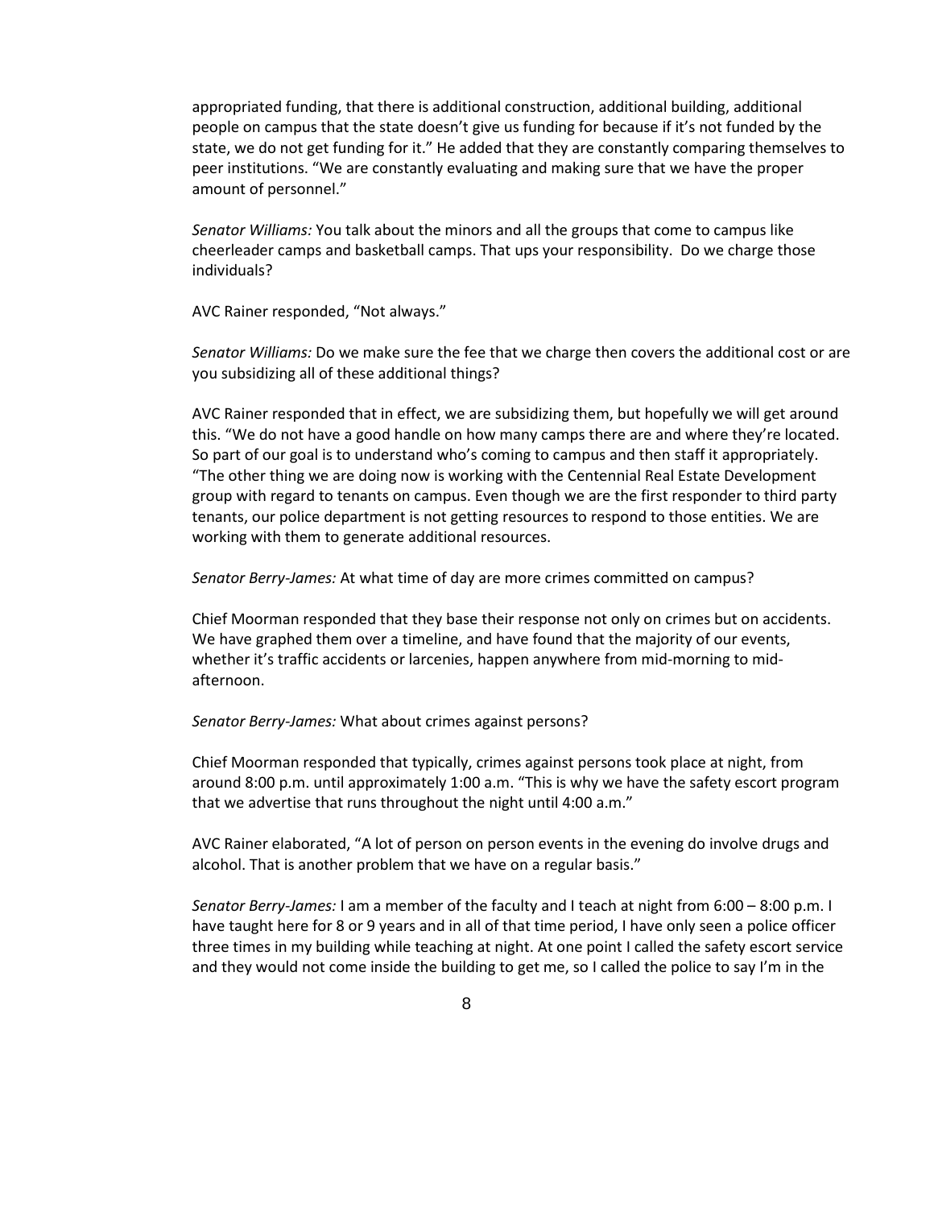appropriated funding, that there is additional construction, additional building, additional people on campus that the state doesn't give us funding for because if it's not funded by the state, we do not get funding for it." He added that they are constantly comparing themselves to peer institutions. "We are constantly evaluating and making sure that we have the proper amount of personnel."

*Senator Williams:* You talk about the minors and all the groups that come to campus like cheerleader camps and basketball camps. That ups your responsibility. Do we charge those individuals?

AVC Rainer responded, "Not always."

*Senator Williams:* Do we make sure the fee that we charge then covers the additional cost or are you subsidizing all of these additional things?

AVC Rainer responded that in effect, we are subsidizing them, but hopefully we will get around this. "We do not have a good handle on how many camps there are and where they're located. So part of our goal is to understand who's coming to campus and then staff it appropriately. "The other thing we are doing now is working with the Centennial Real Estate Development group with regard to tenants on campus. Even though we are the first responder to third party tenants, our police department is not getting resources to respond to those entities. We are working with them to generate additional resources.

*Senator Berry-James:* At what time of day are more crimes committed on campus?

Chief Moorman responded that they base their response not only on crimes but on accidents. We have graphed them over a timeline, and have found that the majority of our events, whether it's traffic accidents or larcenies, happen anywhere from mid-morning to mid-afternoon.

*Senator Berry-James:* What about crimes against persons?

Chief Moorman responded that typically, crimes against persons took place at night, from around 8:00 p.m. until approximately 1:00 a.m. "This is why we have the safety escort program that we advertise that runs throughout the night until 4:00 a.m."

AVC Rainer elaborated, "A lot of person on person events in the evening do involve drugs and alcohol. That is another problem that we have on a regular basis."

*Senator Berry-James:* I am a member of the faculty and I teach at night from 6:00 – 8:00 p.m. I have taught here for 8 or 9 years and in all of that time period, I have only seen a police officer three times in my building while teaching at night. At one point I called the safety escort service and they would not come inside the building to get me, so I called the police to say I'm in the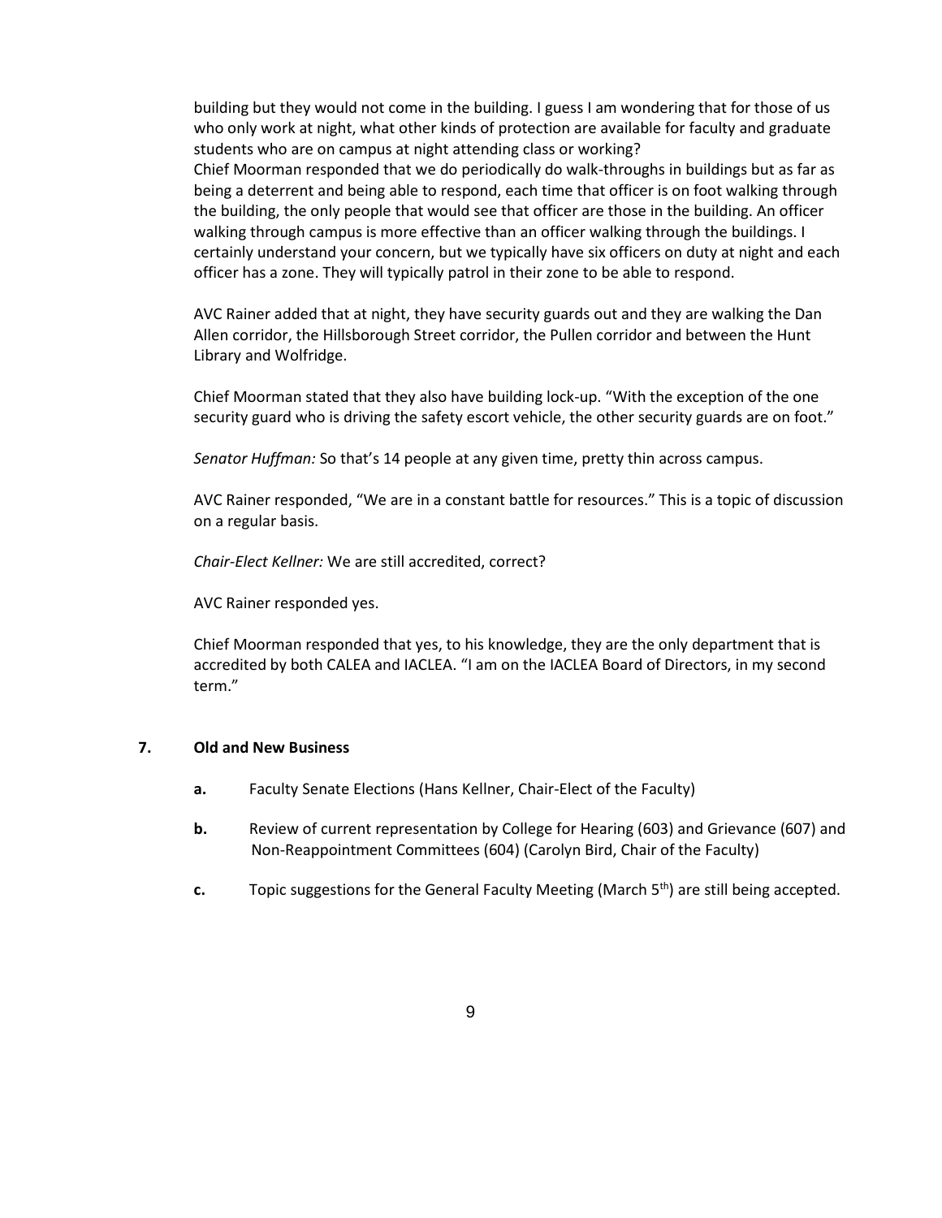building but they would not come in the building. I guess I am wondering that for those of us who only work at night, what other kinds of protection are available for faculty and graduate students who are on campus at night attending class or working?
Chief Moorman responded that we do periodically do walk-throughs in buildings but as far as being a deterrent and being able to respond, each time that officer is on foot walking through the building, the only people that would see that officer are those in the building. An officer walking through campus is more effective than an officer walking through the buildings. I certainly understand your concern, but we typically have six officers on duty at night and each officer has a zone. They will typically patrol in their zone to be able to respond.

AVC Rainer added that at night, they have security guards out and they are walking the Dan Allen corridor, the Hillsborough Street corridor, the Pullen corridor and between the Hunt Library and Wolfridge.

Chief Moorman stated that they also have building lock-up. "With the exception of the one security guard who is driving the safety escort vehicle, the other security guards are on foot."

*Senator Huffman:* So that's 14 people at any given time, pretty thin across campus.

AVC Rainer responded, "We are in a constant battle for resources." This is a topic of discussion on a regular basis.

*Chair-Elect Kellner:* We are still accredited, correct?

AVC Rainer responded yes.

Chief Moorman responded that yes, to his knowledge, they are the only department that is accredited by both CALEA and IACLEA. "I am on the IACLEA Board of Directors, in my second term."

**7. Old and New Business**

**a.** Faculty Senate Elections (Hans Kellner, Chair-Elect of the Faculty)

**b.** Review of current representation by College for Hearing (603) and Grievance (607) and Non-Reappointment Committees (604) (Carolyn Bird, Chair of the Faculty)

**c.** Topic suggestions for the General Faculty Meeting (March 5th) are still being accepted.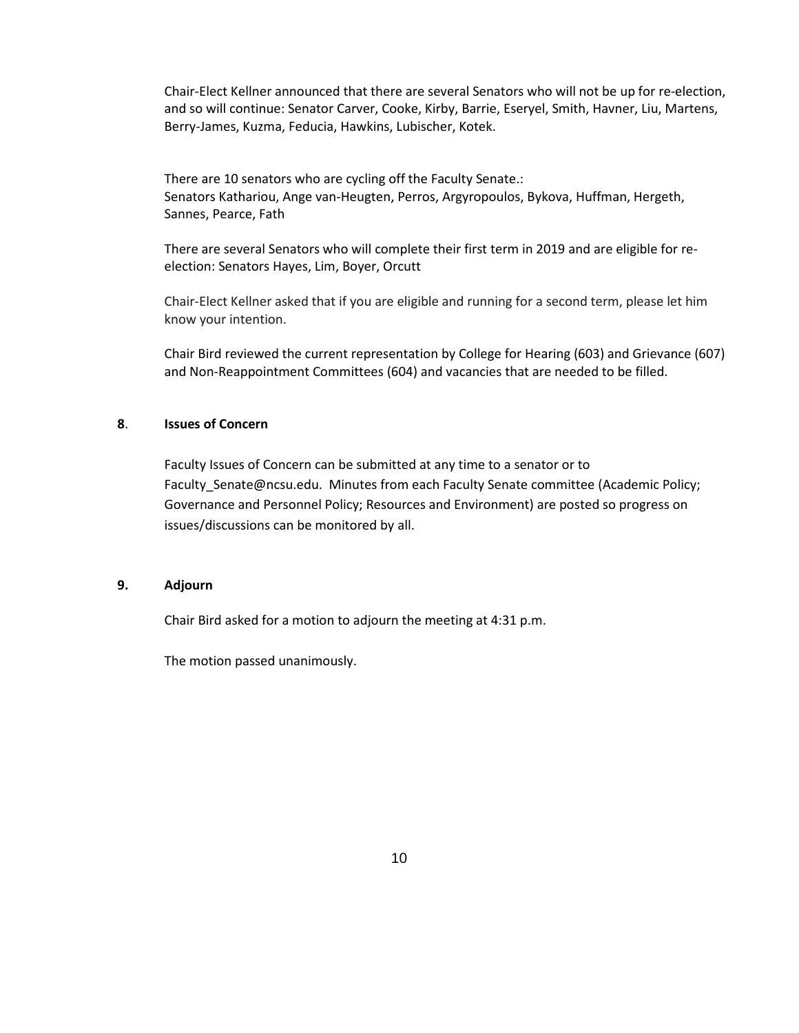Chair-Elect Kellner announced that there are several Senators who will not be up for re-election, and so will continue: Senator Carver, Cooke, Kirby, Barrie, Eseryel, Smith, Havner, Liu, Martens, Berry-James, Kuzma, Feducia, Hawkins, Lubischer, Kotek.

There are 10 senators who are cycling off the Faculty Senate.:
Senators Kathariou, Ange van-Heugten, Perros, Argyropoulos, Bykova, Huffman, Hergeth, Sannes, Pearce, Fath

There are several Senators who will complete their first term in 2019 and are eligible for re-election: Senators Hayes, Lim, Boyer, Orcutt

Chair-Elect Kellner asked that if you are eligible and running for a second term, please let him know your intention.

Chair Bird reviewed the current representation by College for Hearing (603) and Grievance (607) and Non-Reappointment Committees (604) and vacancies that are needed to be filled.

## 8. Issues of Concern

Faculty Issues of Concern can be submitted at any time to a senator or to Faculty_Senate@ncsu.edu. Minutes from each Faculty Senate committee (Academic Policy; Governance and Personnel Policy; Resources and Environment) are posted so progress on issues/discussions can be monitored by all.

## 9. Adjourn

Chair Bird asked for a motion to adjourn the meeting at 4:31 p.m.

The motion passed unanimously.